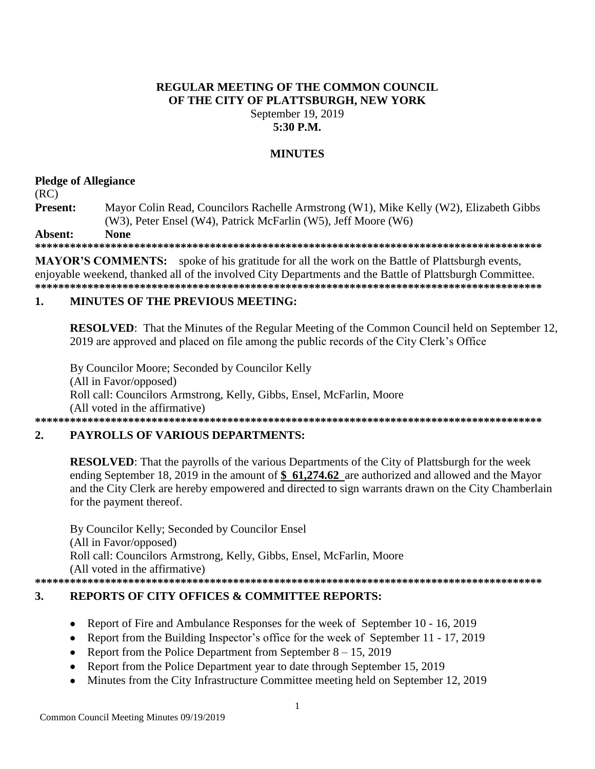**REGULAR MEETING OF THE COMMON COUNCIL**
**OF THE CITY OF PLATTSBURGH, NEW YORK**
September 19, 2019
**5:30 P.M.**

**MINUTES**

**Pledge of Allegiance**

(RC)

**Present:** Mayor Colin Read, Councilors Rachelle Armstrong (W1), Mike Kelly (W2), Elizabeth Gibbs (W3), Peter Ensel (W4), Patrick McFarlin (W5), Jeff Moore (W6)

**Absent: None**

**\*\*\*\*\*\*\*\*\*\*\*\*\*\*\*\*\*\*\*\*\*\*\*\*\*\*\*\*\*\*\*\*\*\*\*\*\*\*\*\*\*\*\*\*\*\*\*\*\*\*\*\*\*\*\*\*\*\*\*\*\*\*\*\*\*\*\*\*\*\*\*\*\*\*\*\*\*\*\*\*\*\*\*\*\*\*\*\*\*\***

**MAYOR'S COMMENTS:** spoke of his gratitude for all the work on the Battle of Plattsburgh events, enjoyable weekend, thanked all of the involved City Departments and the Battle of Plattsburgh Committee.

**\*\*\*\*\*\*\*\*\*\*\*\*\*\*\*\*\*\*\*\*\*\*\*\*\*\*\*\*\*\*\*\*\*\*\*\*\*\*\*\*\*\*\*\*\*\*\*\*\*\*\*\*\*\*\*\*\*\*\*\*\*\*\*\*\*\*\*\*\*\*\*\*\*\*\*\*\*\*\*\*\*\*\*\*\*\*\*\*\*\***

## 1. MINUTES OF THE PREVIOUS MEETING:

**RESOLVED**: That the Minutes of the Regular Meeting of the Common Council held on September 12, 2019 are approved and placed on file among the public records of the City Clerk's Office

By Councilor Moore; Seconded by Councilor Kelly
(All in Favor/opposed)
Roll call: Councilors Armstrong, Kelly, Gibbs, Ensel, McFarlin, Moore
(All voted in the affirmative)

**\*\*\*\*\*\*\*\*\*\*\*\*\*\*\*\*\*\*\*\*\*\*\*\*\*\*\*\*\*\*\*\*\*\*\*\*\*\*\*\*\*\*\*\*\*\*\*\*\*\*\*\*\*\*\*\*\*\*\*\*\*\*\*\*\*\*\*\*\*\*\*\*\*\*\*\*\*\*\*\*\*\*\*\*\*\*\*\*\*\***

## 2. PAYROLLS OF VARIOUS DEPARTMENTS:

**RESOLVED**: That the payrolls of the various Departments of the City of Plattsburgh for the week ending September 18, 2019 in the amount of **$ 61,274.62** are authorized and allowed and the Mayor and the City Clerk are hereby empowered and directed to sign warrants drawn on the City Chamberlain for the payment thereof.

By Councilor Kelly; Seconded by Councilor Ensel
(All in Favor/opposed)
Roll call: Councilors Armstrong, Kelly, Gibbs, Ensel, McFarlin, Moore
(All voted in the affirmative)

**\*\*\*\*\*\*\*\*\*\*\*\*\*\*\*\*\*\*\*\*\*\*\*\*\*\*\*\*\*\*\*\*\*\*\*\*\*\*\*\*\*\*\*\*\*\*\*\*\*\*\*\*\*\*\*\*\*\*\*\*\*\*\*\*\*\*\*\*\*\*\*\*\*\*\*\*\*\*\*\*\*\*\*\*\*\*\*\*\*\***

## 3. REPORTS OF CITY OFFICES & COMMITTEE REPORTS:

- Report of Fire and Ambulance Responses for the week of September 10 - 16, 2019
- Report from the Building Inspector's office for the week of September 11 - 17, 2019
- Report from the Police Department from September 8 – 15, 2019
- Report from the Police Department year to date through September 15, 2019
- Minutes from the City Infrastructure Committee meeting held on September 12, 2019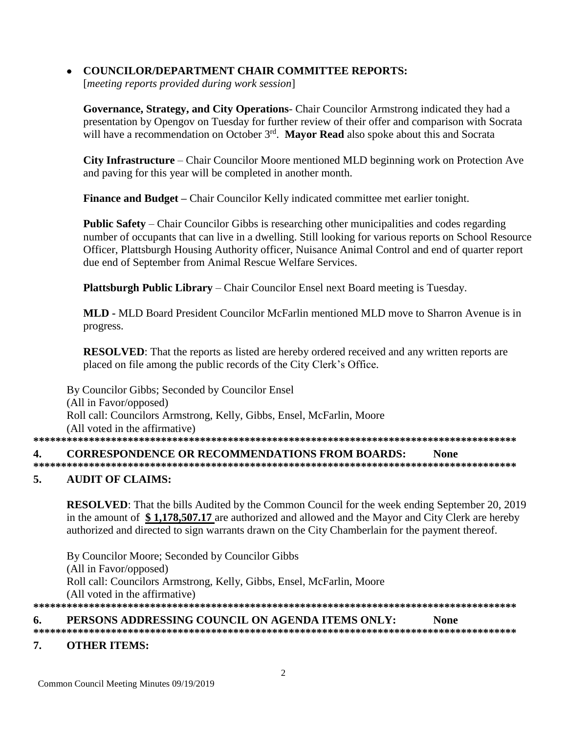- **COUNCILOR/DEPARTMENT CHAIR COMMITTEE REPORTS:**
  [*meeting reports provided during work session*]

  **Governance, Strategy, and City Operations**- Chair Councilor Armstrong indicated they had a presentation by Opengov on Tuesday for further review of their offer and comparison with Socrata will have a recommendation on October 3rd. **Mayor Read** also spoke about this and Socrata

  **City Infrastructure** – Chair Councilor Moore mentioned MLD beginning work on Protection Ave and paving for this year will be completed in another month.

  **Finance and Budget –** Chair Councilor Kelly indicated committee met earlier tonight.

  **Public Safety** – Chair Councilor Gibbs is researching other municipalities and codes regarding number of occupants that can live in a dwelling. Still looking for various reports on School Resource Officer, Plattsburgh Housing Authority officer, Nuisance Animal Control and end of quarter report due end of September from Animal Rescue Welfare Services.

  **Plattsburgh Public Library** – Chair Councilor Ensel next Board meeting is Tuesday.

  **MLD -** MLD Board President Councilor McFarlin mentioned MLD move to Sharron Avenue is in progress.

  **RESOLVED**: That the reports as listed are hereby ordered received and any written reports are placed on file among the public records of the City Clerk's Office.

  By Councilor Gibbs; Seconded by Councilor Ensel
  (All in Favor/opposed)
  Roll call: Councilors Armstrong, Kelly, Gibbs, Ensel, McFarlin, Moore
  (All voted in the affirmative)

*******************************************************************************************

## 4. CORRESPONDENCE OR RECOMMENDATIONS FROM BOARDS: None

*******************************************************************************************

## 5. AUDIT OF CLAIMS:

**RESOLVED**: That the bills Audited by the Common Council for the week ending September 20, 2019 in the amount of **$ 1,178,507.17** are authorized and allowed and the Mayor and City Clerk are hereby authorized and directed to sign warrants drawn on the City Chamberlain for the payment thereof.

By Councilor Moore; Seconded by Councilor Gibbs
(All in Favor/opposed)
Roll call: Councilors Armstrong, Kelly, Gibbs, Ensel, McFarlin, Moore
(All voted in the affirmative)

*******************************************************************************************

## 6. PERSONS ADDRESSING COUNCIL ON AGENDA ITEMS ONLY: None

*******************************************************************************************

## 7. OTHER ITEMS: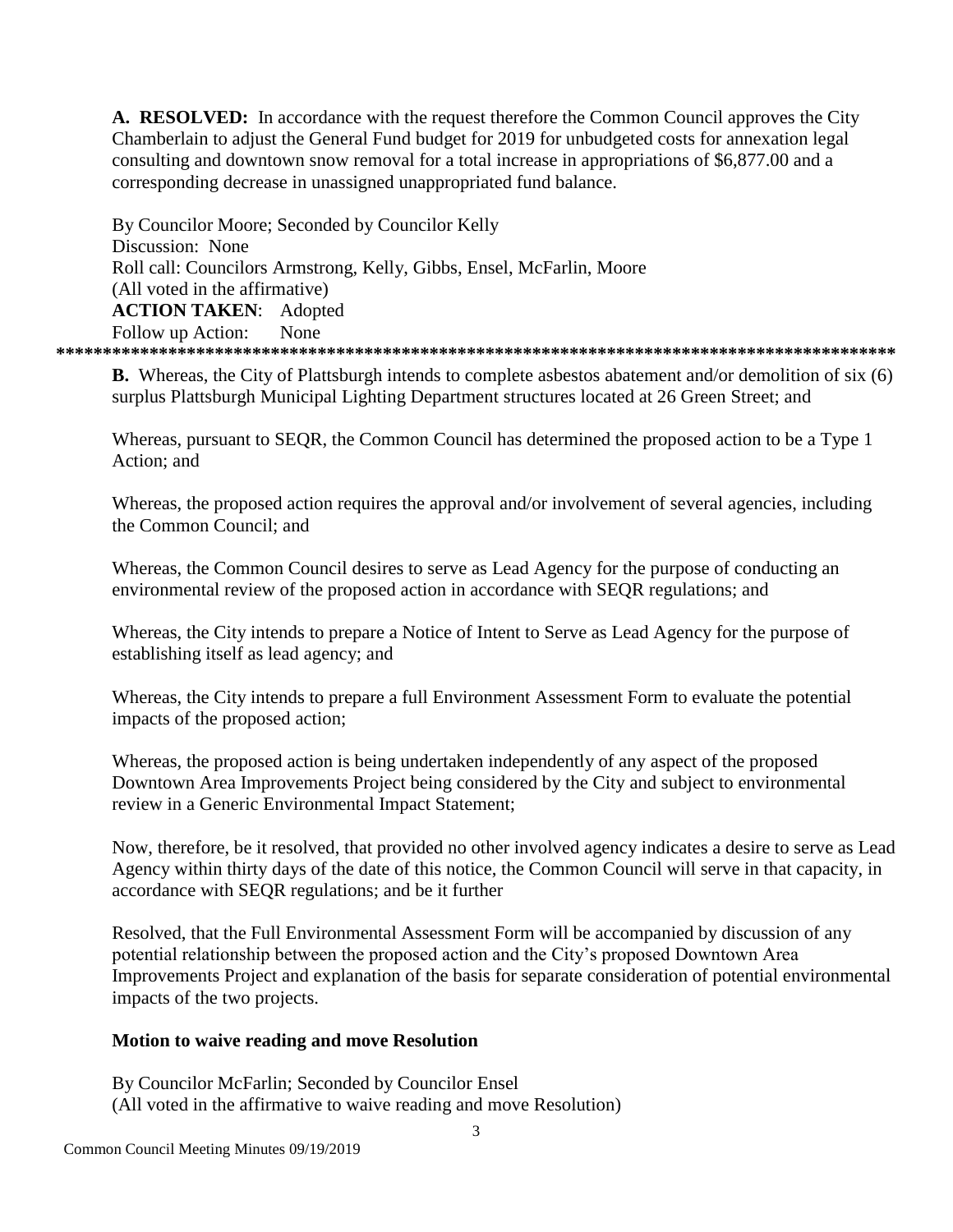**A. RESOLVED:** In accordance with the request therefore the Common Council approves the City Chamberlain to adjust the General Fund budget for 2019 for unbudgeted costs for annexation legal consulting and downtown snow removal for a total increase in appropriations of $6,877.00 and a corresponding decrease in unassigned unappropriated fund balance.

By Councilor Moore; Seconded by Councilor Kelly
Discussion: None
Roll call: Councilors Armstrong, Kelly, Gibbs, Ensel, McFarlin, Moore
(All voted in the affirmative)
**ACTION TAKEN**: Adopted
Follow up Action: None

*****************************************************************************************

**B.** Whereas, the City of Plattsburgh intends to complete asbestos abatement and/or demolition of six (6) surplus Plattsburgh Municipal Lighting Department structures located at 26 Green Street; and

Whereas, pursuant to SEQR, the Common Council has determined the proposed action to be a Type 1 Action; and

Whereas, the proposed action requires the approval and/or involvement of several agencies, including the Common Council; and

Whereas, the Common Council desires to serve as Lead Agency for the purpose of conducting an environmental review of the proposed action in accordance with SEQR regulations; and

Whereas, the City intends to prepare a Notice of Intent to Serve as Lead Agency for the purpose of establishing itself as lead agency; and

Whereas, the City intends to prepare a full Environment Assessment Form to evaluate the potential impacts of the proposed action;

Whereas, the proposed action is being undertaken independently of any aspect of the proposed Downtown Area Improvements Project being considered by the City and subject to environmental review in a Generic Environmental Impact Statement;

Now, therefore, be it resolved, that provided no other involved agency indicates a desire to serve as Lead Agency within thirty days of the date of this notice, the Common Council will serve in that capacity, in accordance with SEQR regulations; and be it further

Resolved, that the Full Environmental Assessment Form will be accompanied by discussion of any potential relationship between the proposed action and the City's proposed Downtown Area Improvements Project and explanation of the basis for separate consideration of potential environmental impacts of the two projects.

**Motion to waive reading and move Resolution**

By Councilor McFarlin; Seconded by Councilor Ensel
(All voted in the affirmative to waive reading and move Resolution)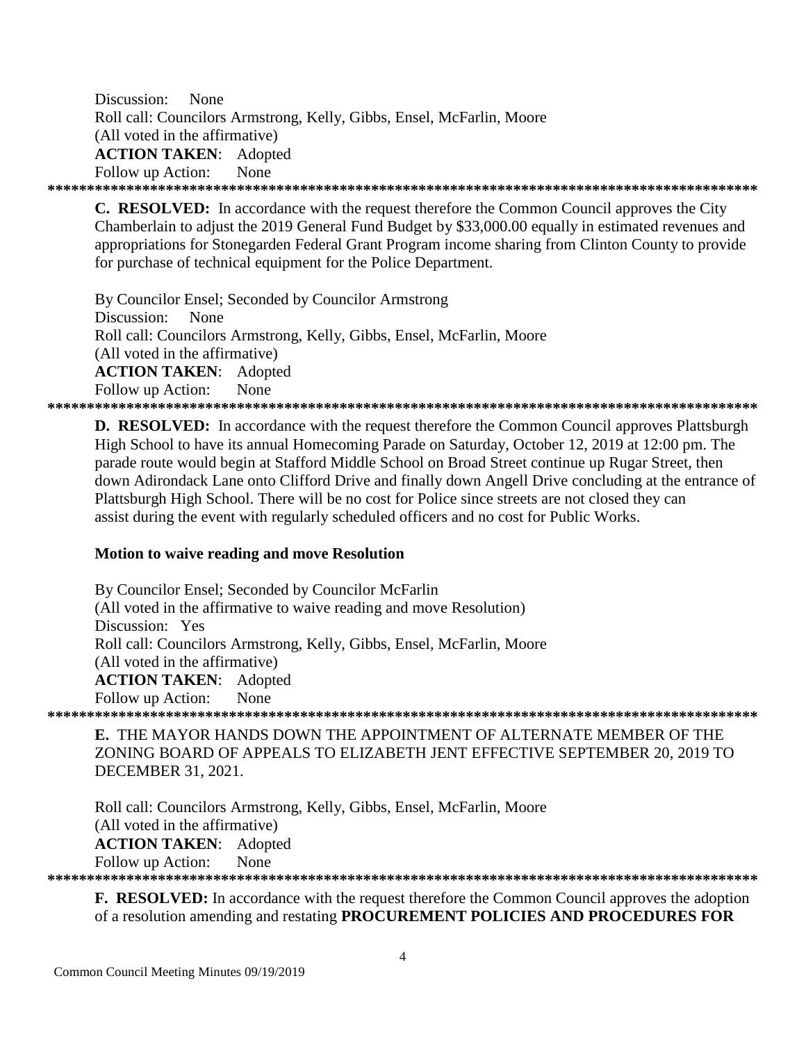Discussion: None
Roll call: Councilors Armstrong, Kelly, Gibbs, Ensel, McFarlin, Moore
(All voted in the affirmative)
**ACTION TAKEN**: Adopted
Follow up Action: None

******************************************************************************************

**C. RESOLVED:** In accordance with the request therefore the Common Council approves the City Chamberlain to adjust the 2019 General Fund Budget by $33,000.00 equally in estimated revenues and appropriations for Stonegarden Federal Grant Program income sharing from Clinton County to provide for purchase of technical equipment for the Police Department.

By Councilor Ensel; Seconded by Councilor Armstrong
Discussion: None
Roll call: Councilors Armstrong, Kelly, Gibbs, Ensel, McFarlin, Moore
(All voted in the affirmative)
**ACTION TAKEN**: Adopted
Follow up Action: None

******************************************************************************************

**D. RESOLVED:** In accordance with the request therefore the Common Council approves Plattsburgh High School to have its annual Homecoming Parade on Saturday, October 12, 2019 at 12:00 pm. The parade route would begin at Stafford Middle School on Broad Street continue up Rugar Street, then down Adirondack Lane onto Clifford Drive and finally down Angell Drive concluding at the entrance of Plattsburgh High School. There will be no cost for Police since streets are not closed they can assist during the event with regularly scheduled officers and no cost for Public Works.

**Motion to waive reading and move Resolution**

By Councilor Ensel; Seconded by Councilor McFarlin
(All voted in the affirmative to waive reading and move Resolution)
Discussion: Yes
Roll call: Councilors Armstrong, Kelly, Gibbs, Ensel, McFarlin, Moore
(All voted in the affirmative)
**ACTION TAKEN**: Adopted
Follow up Action: None

******************************************************************************************

**E.** THE MAYOR HANDS DOWN THE APPOINTMENT OF ALTERNATE MEMBER OF THE ZONING BOARD OF APPEALS TO ELIZABETH JENT EFFECTIVE SEPTEMBER 20, 2019 TO DECEMBER 31, 2021.

Roll call: Councilors Armstrong, Kelly, Gibbs, Ensel, McFarlin, Moore
(All voted in the affirmative)
**ACTION TAKEN**: Adopted
Follow up Action: None

******************************************************************************************

**F. RESOLVED:** In accordance with the request therefore the Common Council approves the adoption of a resolution amending and restating **PROCUREMENT POLICIES AND PROCEDURES FOR**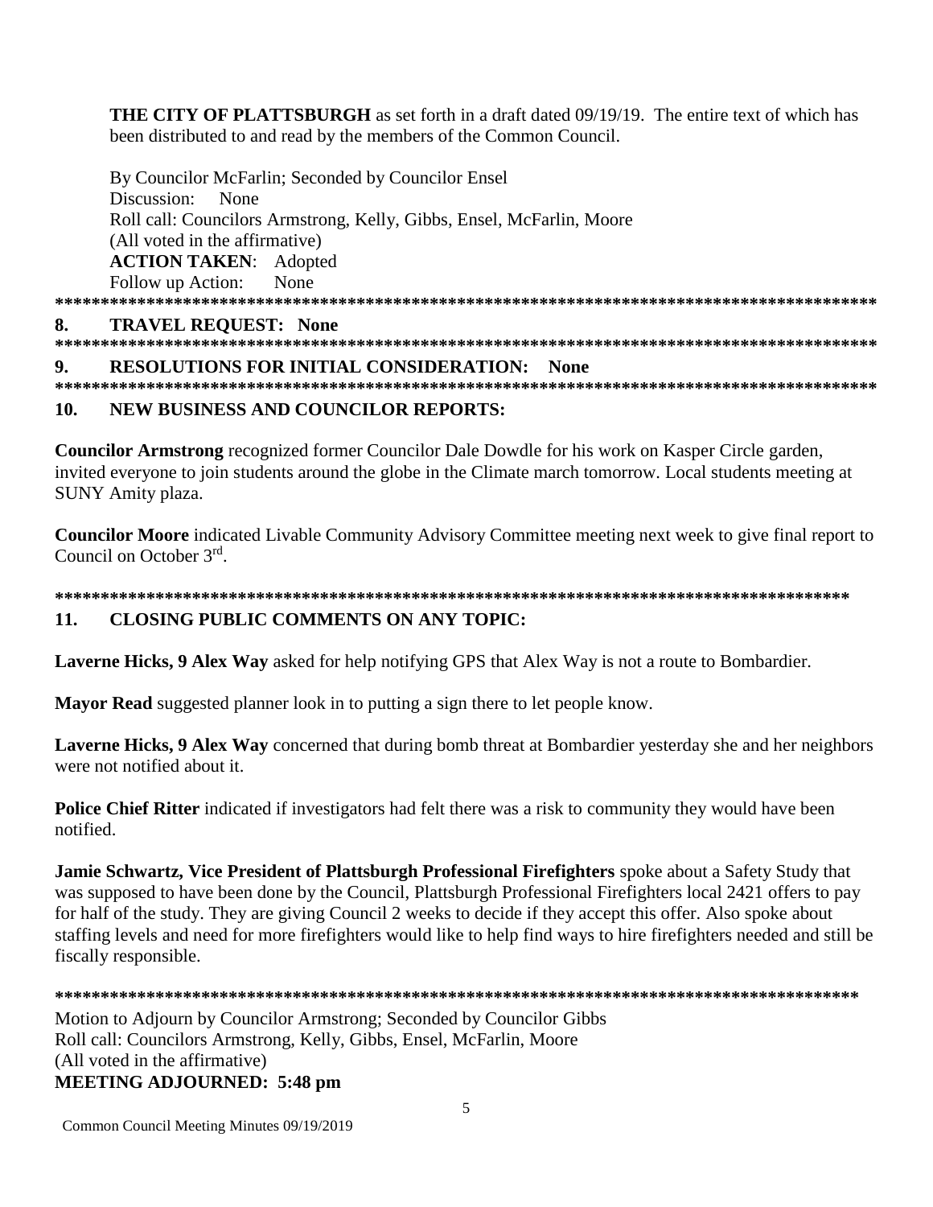**THE CITY OF PLATTSBURGH** as set forth in a draft dated 09/19/19. The entire text of which has been distributed to and read by the members of the Common Council.

By Councilor McFarlin; Seconded by Councilor Ensel
Discussion: None
Roll call: Councilors Armstrong, Kelly, Gibbs, Ensel, McFarlin, Moore
(All voted in the affirmative)
**ACTION TAKEN**: Adopted
Follow up Action: None

**************************************************************************************************

## 8. TRAVEL REQUEST: None

**************************************************************************************************

## 9. RESOLUTIONS FOR INITIAL CONSIDERATION: None

**************************************************************************************************

## 10. NEW BUSINESS AND COUNCILOR REPORTS:

**Councilor Armstrong** recognized former Councilor Dale Dowdle for his work on Kasper Circle garden, invited everyone to join students around the globe in the Climate march tomorrow. Local students meeting at SUNY Amity plaza.

**Councilor Moore** indicated Livable Community Advisory Committee meeting next week to give final report to Council on October 3rd.

**************************************************************************************************

## 11. CLOSING PUBLIC COMMENTS ON ANY TOPIC:

**Laverne Hicks, 9 Alex Way** asked for help notifying GPS that Alex Way is not a route to Bombardier.

**Mayor Read** suggested planner look in to putting a sign there to let people know.

**Laverne Hicks, 9 Alex Way** concerned that during bomb threat at Bombardier yesterday she and her neighbors were not notified about it.

**Police Chief Ritter** indicated if investigators had felt there was a risk to community they would have been notified.

**Jamie Schwartz, Vice President of Plattsburgh Professional Firefighters** spoke about a Safety Study that was supposed to have been done by the Council, Plattsburgh Professional Firefighters local 2421 offers to pay for half of the study. They are giving Council 2 weeks to decide if they accept this offer. Also spoke about staffing levels and need for more firefighters would like to help find ways to hire firefighters needed and still be fiscally responsible.

**************************************************************************************************

Motion to Adjourn by Councilor Armstrong; Seconded by Councilor Gibbs
Roll call: Councilors Armstrong, Kelly, Gibbs, Ensel, McFarlin, Moore
(All voted in the affirmative)
**MEETING ADJOURNED: 5:48 pm**